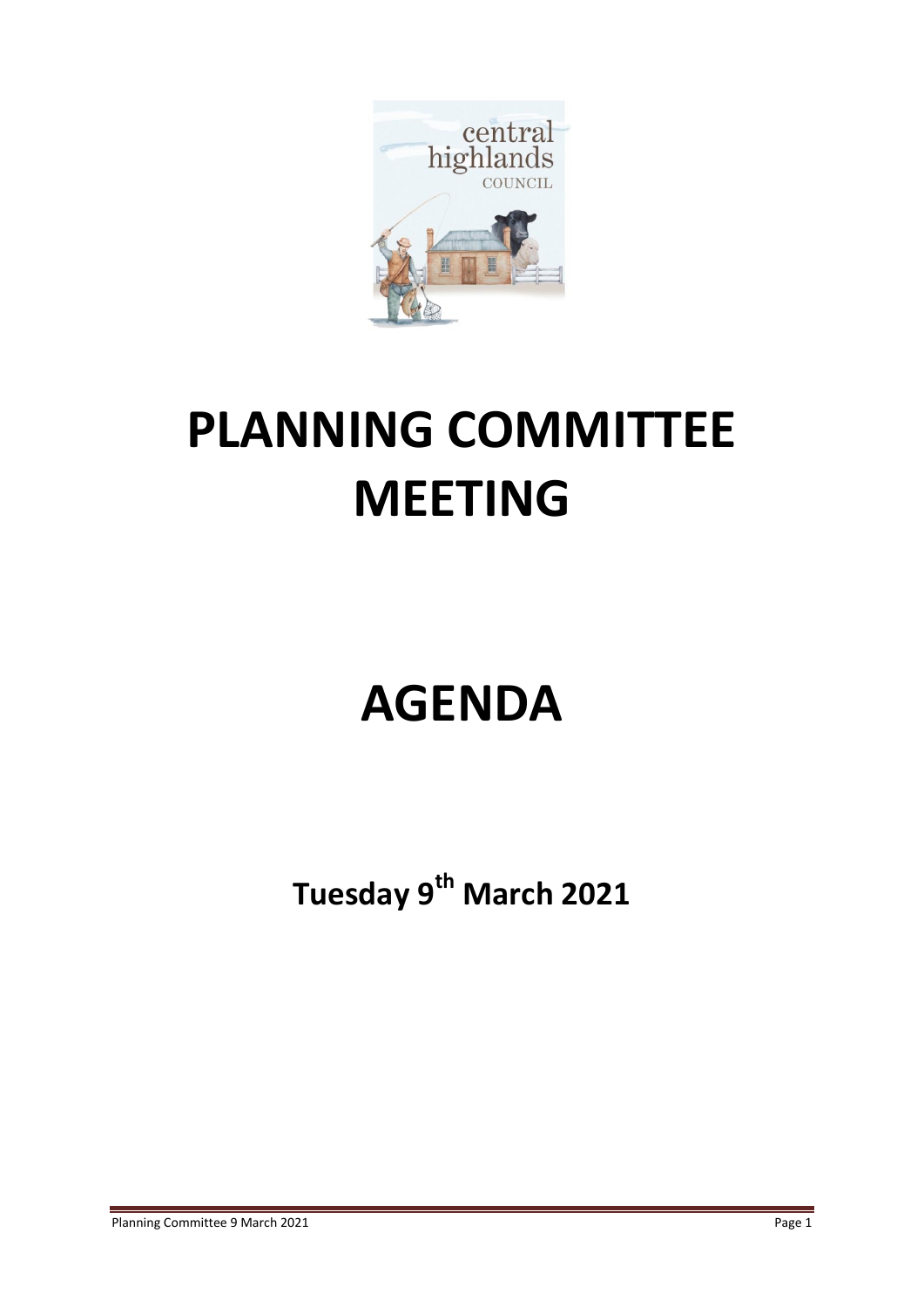# PLANNING COMMITTEE MEETING

# AGENDA

**Tuesday 9th March 2021**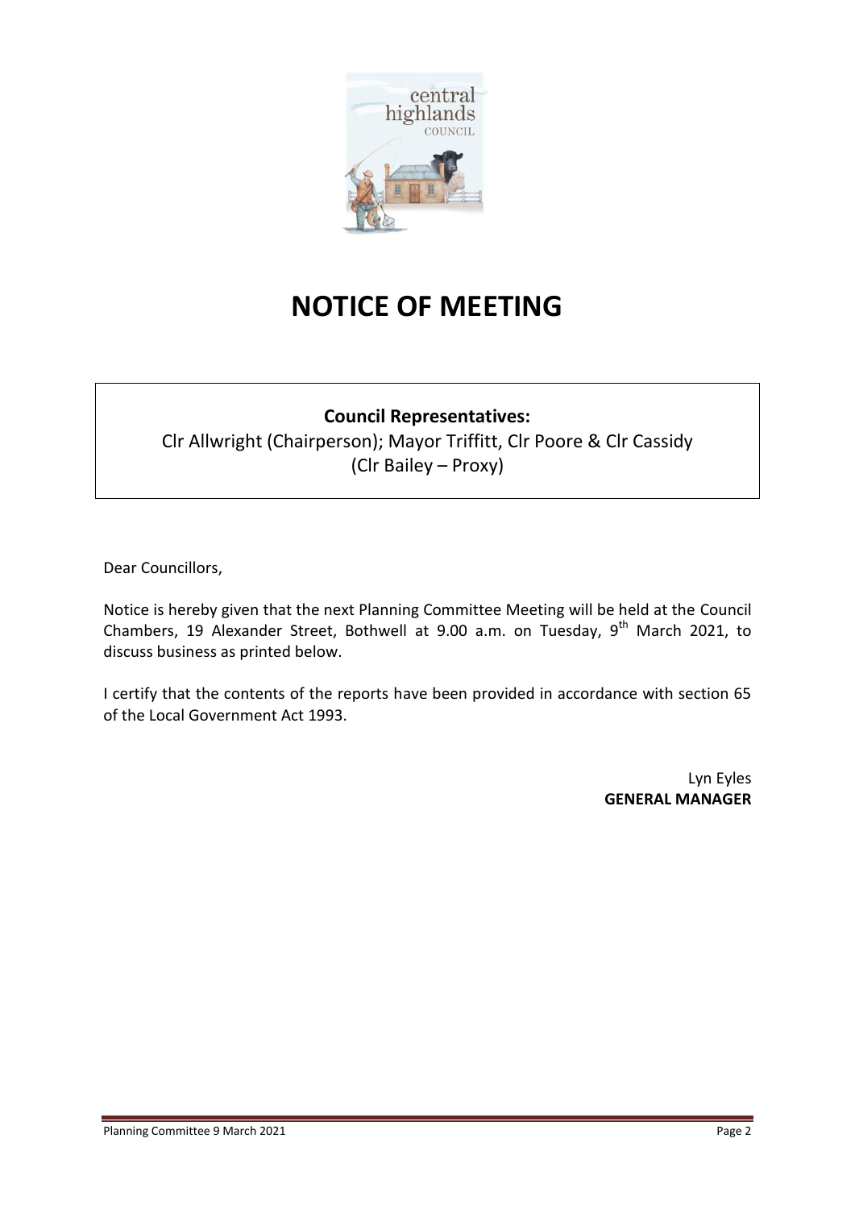# NOTICE OF MEETING

**Council Representatives:**

Clr Allwright (Chairperson); Mayor Triffitt, Clr Poore & Clr Cassidy
(Clr Bailey – Proxy)

Dear Councillors,

Notice is hereby given that the next Planning Committee Meeting will be held at the Council Chambers, 19 Alexander Street, Bothwell at 9.00 a.m. on Tuesday, 9th March 2021, to discuss business as printed below.

I certify that the contents of the reports have been provided in accordance with section 65 of the Local Government Act 1993.

Lyn Eyles
**GENERAL MANAGER**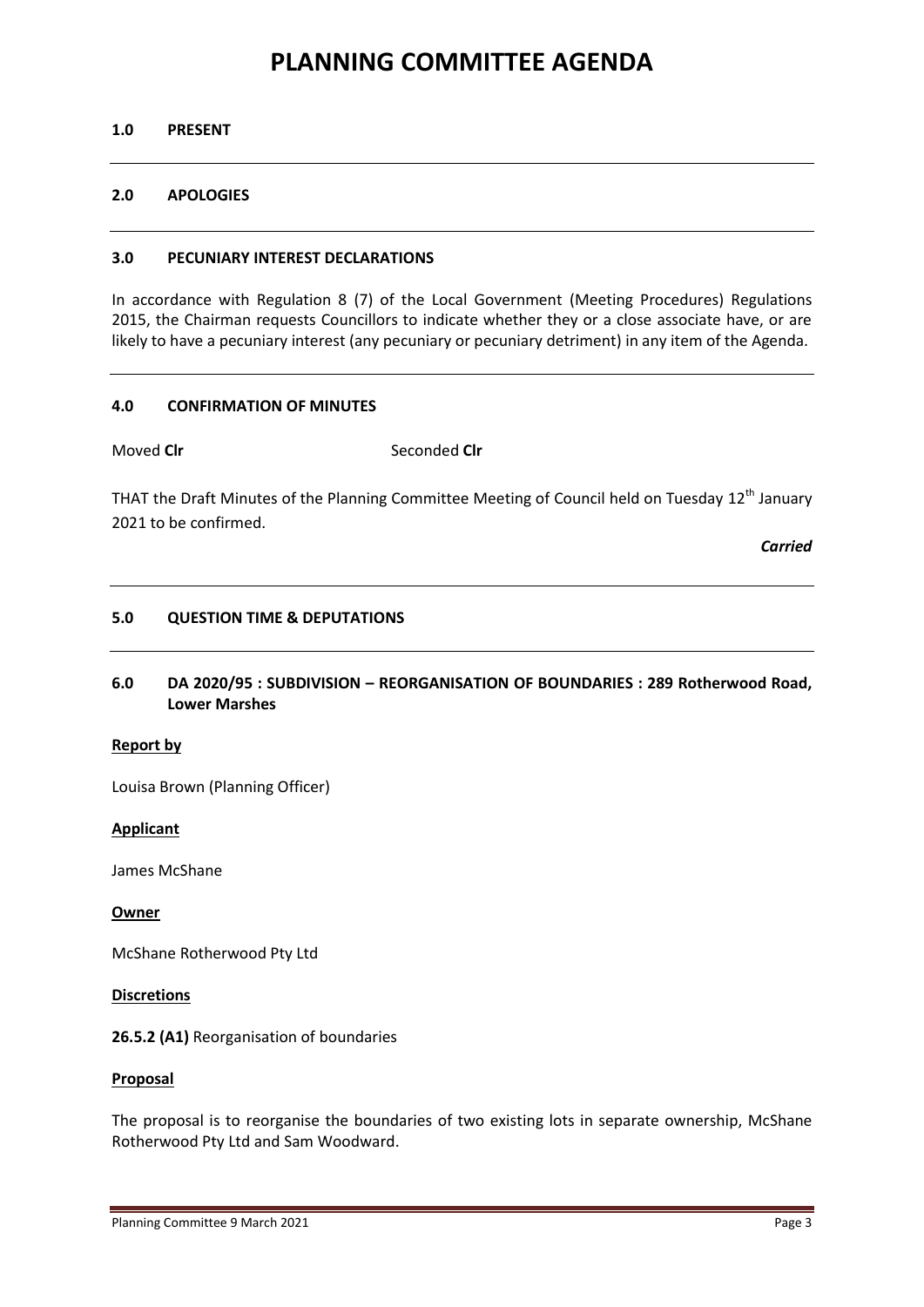# PLANNING COMMITTEE AGENDA

## 1.0 PRESENT

## 2.0 APOLOGIES

## 3.0 PECUNIARY INTEREST DECLARATIONS

In accordance with Regulation 8 (7) of the Local Government (Meeting Procedures) Regulations 2015, the Chairman requests Councillors to indicate whether they or a close associate have, or are likely to have a pecuniary interest (any pecuniary or pecuniary detriment) in any item of the Agenda.

## 4.0 CONFIRMATION OF MINUTES

Moved **Clr** Seconded **Clr**

THAT the Draft Minutes of the Planning Committee Meeting of Council held on Tuesday 12th January 2021 to be confirmed.

***Carried***

## 5.0 QUESTION TIME & DEPUTATIONS

## 6.0 DA 2020/95 : SUBDIVISION – REORGANISATION OF BOUNDARIES : 289 Rotherwood Road, Lower Marshes

**Report by**

Louisa Brown (Planning Officer)

**Applicant**

James McShane

**Owner**

McShane Rotherwood Pty Ltd

**Discretions**

**26.5.2 (A1)** Reorganisation of boundaries

**Proposal**

The proposal is to reorganise the boundaries of two existing lots in separate ownership, McShane Rotherwood Pty Ltd and Sam Woodward.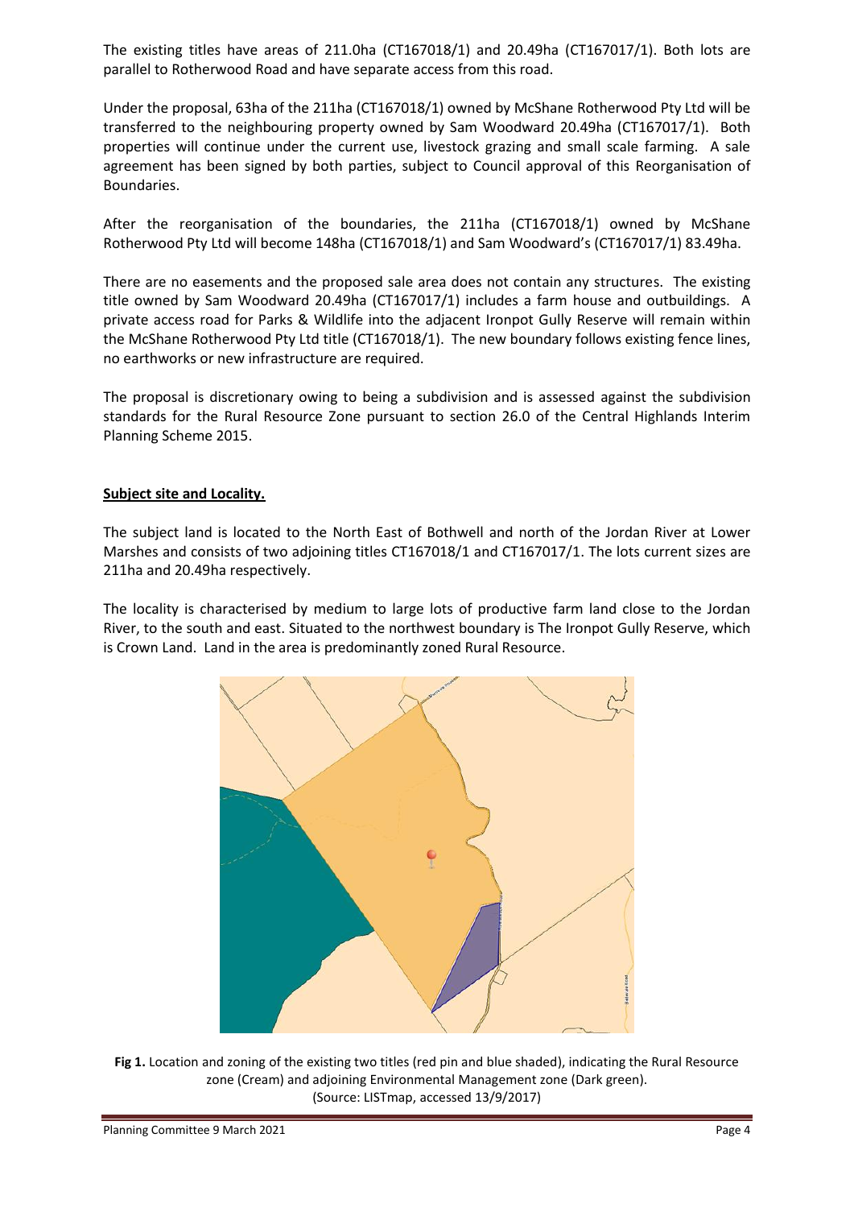The existing titles have areas of 211.0ha (CT167018/1) and 20.49ha (CT167017/1). Both lots are parallel to Rotherwood Road and have separate access from this road.

Under the proposal, 63ha of the 211ha (CT167018/1) owned by McShane Rotherwood Pty Ltd will be transferred to the neighbouring property owned by Sam Woodward 20.49ha (CT167017/1). Both properties will continue under the current use, livestock grazing and small scale farming. A sale agreement has been signed by both parties, subject to Council approval of this Reorganisation of Boundaries.

After the reorganisation of the boundaries, the 211ha (CT167018/1) owned by McShane Rotherwood Pty Ltd will become 148ha (CT167018/1) and Sam Woodward's (CT167017/1) 83.49ha.

There are no easements and the proposed sale area does not contain any structures. The existing title owned by Sam Woodward 20.49ha (CT167017/1) includes a farm house and outbuildings. A private access road for Parks & Wildlife into the adjacent Ironpot Gully Reserve will remain within the McShane Rotherwood Pty Ltd title (CT167018/1). The new boundary follows existing fence lines, no earthworks or new infrastructure are required.

The proposal is discretionary owing to being a subdivision and is assessed against the subdivision standards for the Rural Resource Zone pursuant to section 26.0 of the Central Highlands Interim Planning Scheme 2015.

**Subject site and Locality.**

The subject land is located to the North East of Bothwell and north of the Jordan River at Lower Marshes and consists of two adjoining titles CT167018/1 and CT167017/1. The lots current sizes are 211ha and 20.49ha respectively.

The locality is characterised by medium to large lots of productive farm land close to the Jordan River, to the south and east. Situated to the northwest boundary is The Ironpot Gully Reserve, which is Crown Land. Land in the area is predominantly zoned Rural Resource.

**Fig 1.** Location and zoning of the existing two titles (red pin and blue shaded), indicating the Rural Resource zone (Cream) and adjoining Environmental Management zone (Dark green). (Source: LISTmap, accessed 13/9/2017)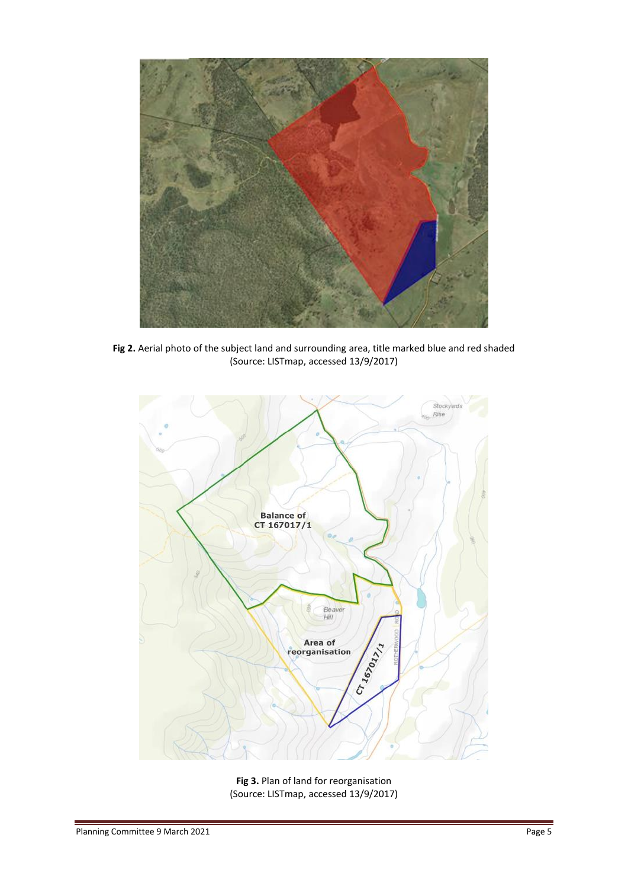**Fig 2.** Aerial photo of the subject land and surrounding area, title marked blue and red shaded (Source: LISTmap, accessed 13/9/2017)

**Fig 3.** Plan of land for reorganisation (Source: LISTmap, accessed 13/9/2017)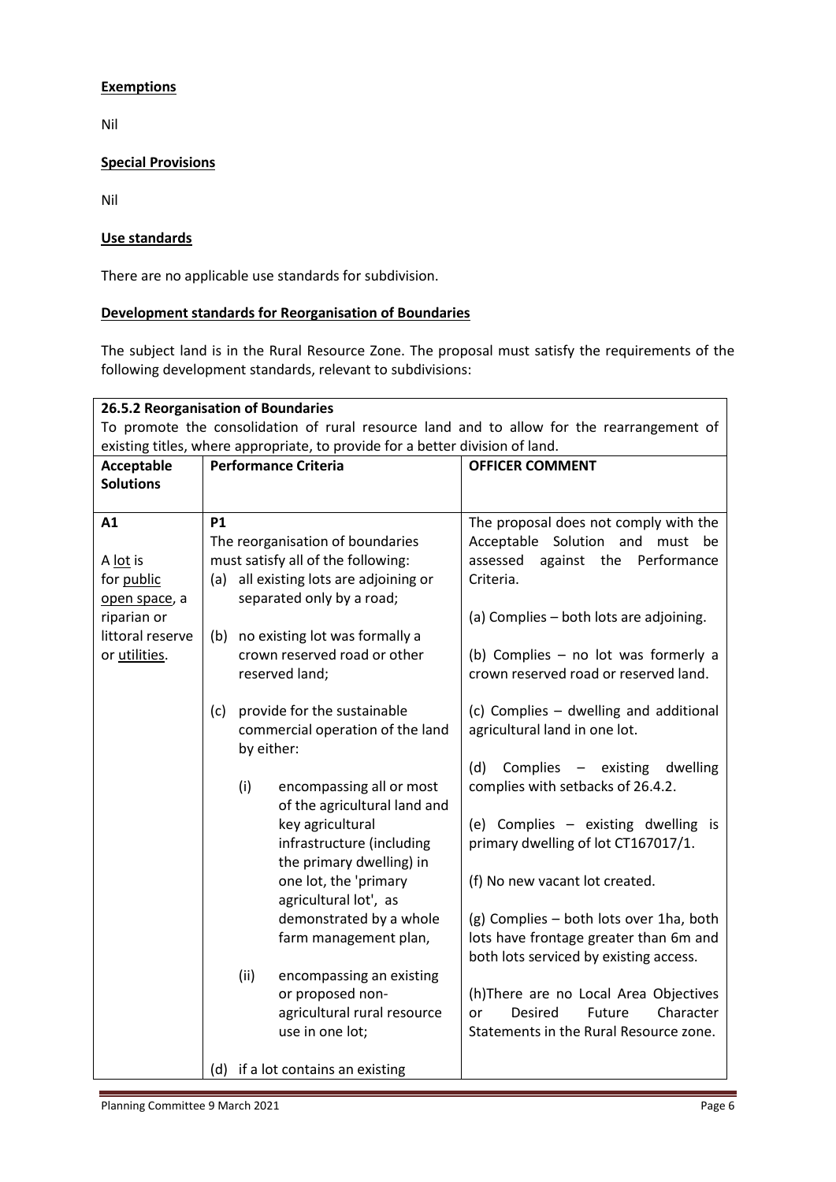**Exemptions**

Nil

**Special Provisions**

Nil

**Use standards**

There are no applicable use standards for subdivision.

**Development standards for Reorganisation of Boundaries**

The subject land is in the Rural Resource Zone. The proposal must satisfy the requirements of the following development standards, relevant to subdivisions:

| **26.5.2 Reorganisation of Boundaries**<br>To promote the consolidation of rural resource land and to allow for the rearrangement of existing titles, where appropriate, to provide for a better division of land. | | |
|---|---|---|
| **Acceptable Solutions** | **Performance Criteria** | **OFFICER COMMENT** |
| **A1**<br><br>A lot is for public open space, a riparian or littoral reserve or utilities. | **P1**<br>The reorganisation of boundaries must satisfy all of the following:<br>(a) all existing lots are adjoining or separated only by a road;<br><br>(b) no existing lot was formally a crown reserved road or other reserved land;<br><br>(c) provide for the sustainable commercial operation of the land by either:<br><br>(i) encompassing all or most of the agricultural land and key agricultural infrastructure (including the primary dwelling) in one lot, the 'primary agricultural lot', as demonstrated by a whole farm management plan,<br><br>(ii) encompassing an existing or proposed non-agricultural rural resource use in one lot;<br><br>(d) if a lot contains an existing | The proposal does not comply with the Acceptable Solution and must be assessed against the Performance Criteria.<br><br>(a) Complies – both lots are adjoining.<br><br>(b) Complies – no lot was formerly a crown reserved road or reserved land.<br><br>(c) Complies – dwelling and additional agricultural land in one lot.<br><br>(d) Complies – existing dwelling complies with setbacks of 26.4.2.<br><br>(e) Complies – existing dwelling is primary dwelling of lot CT167017/1.<br><br>(f) No new vacant lot created.<br><br>(g) Complies – both lots over 1ha, both lots have frontage greater than 6m and both lots serviced by existing access.<br><br>(h)There are no Local Area Objectives or Desired Future Character Statements in the Rural Resource zone. |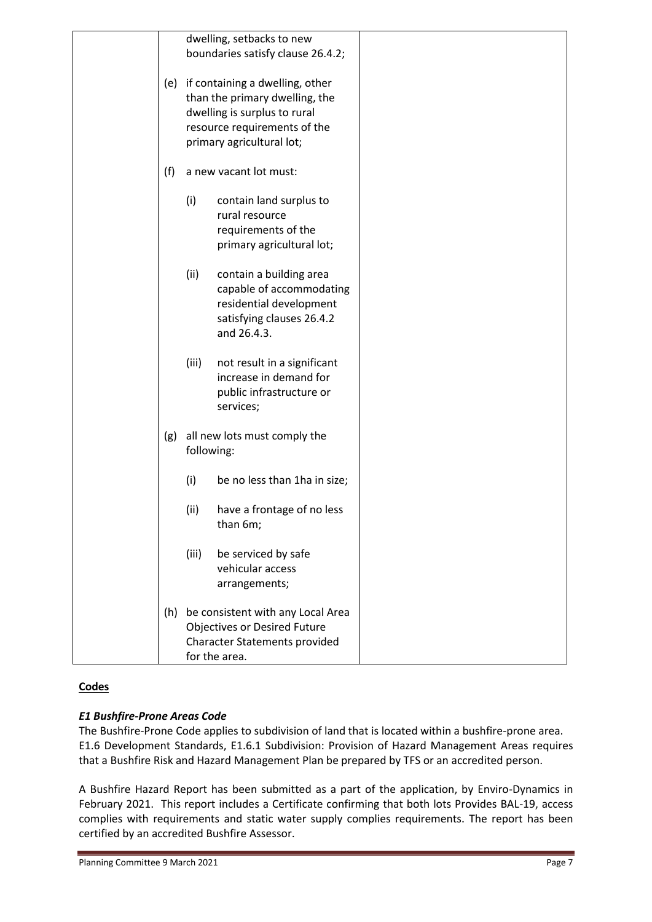| | | |
|---|---|---|
| | dwelling, setbacks to new boundaries satisfy clause 26.4.2;<br><br>(e) if containing a dwelling, other than the primary dwelling, the dwelling is surplus to rural resource requirements of the primary agricultural lot;<br><br>(f) a new vacant lot must:<br><br>(i) contain land surplus to rural resource requirements of the primary agricultural lot;<br><br>(ii) contain a building area capable of accommodating residential development satisfying clauses 26.4.2 and 26.4.3.<br><br>(iii) not result in a significant increase in demand for public infrastructure or services;<br><br>(g) all new lots must comply the following:<br><br>(i) be no less than 1ha in size;<br><br>(ii) have a frontage of no less than 6m;<br><br>(iii) be serviced by safe vehicular access arrangements;<br><br>(h) be consistent with any Local Area Objectives or Desired Future Character Statements provided for the area. | |

**Codes**

***E1 Bushfire-Prone Areas Code***

The Bushfire-Prone Code applies to subdivision of land that is located within a bushfire-prone area. E1.6 Development Standards, E1.6.1 Subdivision: Provision of Hazard Management Areas requires that a Bushfire Risk and Hazard Management Plan be prepared by TFS or an accredited person.

A Bushfire Hazard Report has been submitted as a part of the application, by Enviro-Dynamics in February 2021. This report includes a Certificate confirming that both lots Provides BAL-19, access complies with requirements and static water supply complies requirements. The report has been certified by an accredited Bushfire Assessor.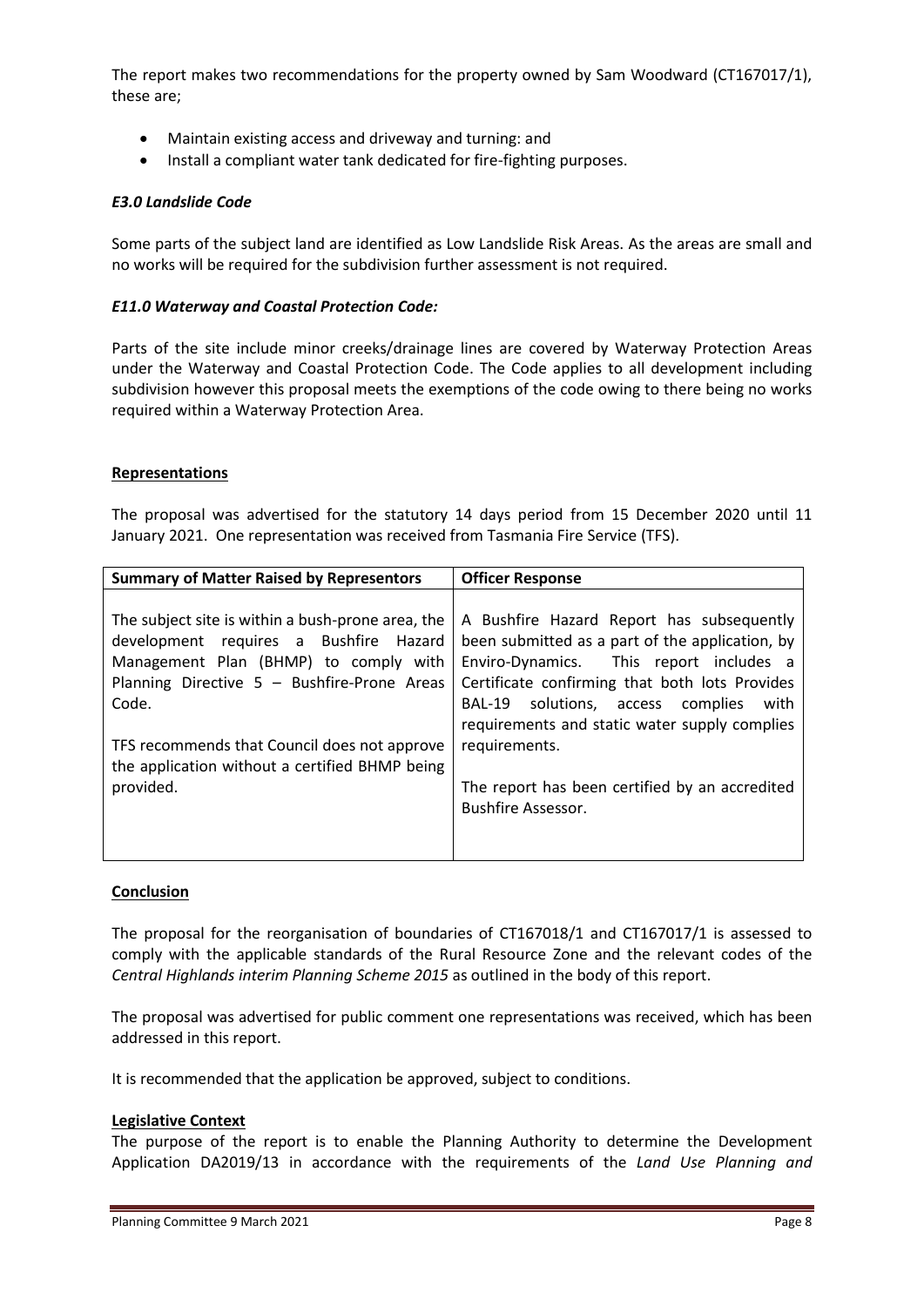The report makes two recommendations for the property owned by Sam Woodward (CT167017/1), these are;

- Maintain existing access and driveway and turning: and
- Install a compliant water tank dedicated for fire-fighting purposes.

***E3.0 Landslide Code***

Some parts of the subject land are identified as Low Landslide Risk Areas. As the areas are small and no works will be required for the subdivision further assessment is not required.

***E11.0 Waterway and Coastal Protection Code:***

Parts of the site include minor creeks/drainage lines are covered by Waterway Protection Areas under the Waterway and Coastal Protection Code. The Code applies to all development including subdivision however this proposal meets the exemptions of the code owing to there being no works required within a Waterway Protection Area.

**Representations**

The proposal was advertised for the statutory 14 days period from 15 December 2020 until 11 January 2021. One representation was received from Tasmania Fire Service (TFS).

| Summary of Matter Raised by Representors | Officer Response |
| --- | --- |
| The subject site is within a bush-prone area, the development requires a Bushfire Hazard Management Plan (BHMP) to comply with Planning Directive 5 – Bushfire-Prone Areas Code.<br><br>TFS recommends that Council does not approve the application without a certified BHMP being provided. | A Bushfire Hazard Report has subsequently been submitted as a part of the application, by Enviro-Dynamics. This report includes a Certificate confirming that both lots Provides BAL-19 solutions, access complies with requirements and static water supply complies requirements.<br><br>The report has been certified by an accredited Bushfire Assessor. |

**Conclusion**

The proposal for the reorganisation of boundaries of CT167018/1 and CT167017/1 is assessed to comply with the applicable standards of the Rural Resource Zone and the relevant codes of the *Central Highlands interim Planning Scheme 2015* as outlined in the body of this report.

The proposal was advertised for public comment one representations was received, which has been addressed in this report.

It is recommended that the application be approved, subject to conditions.

**Legislative Context**

The purpose of the report is to enable the Planning Authority to determine the Development Application DA2019/13 in accordance with the requirements of the *Land Use Planning and*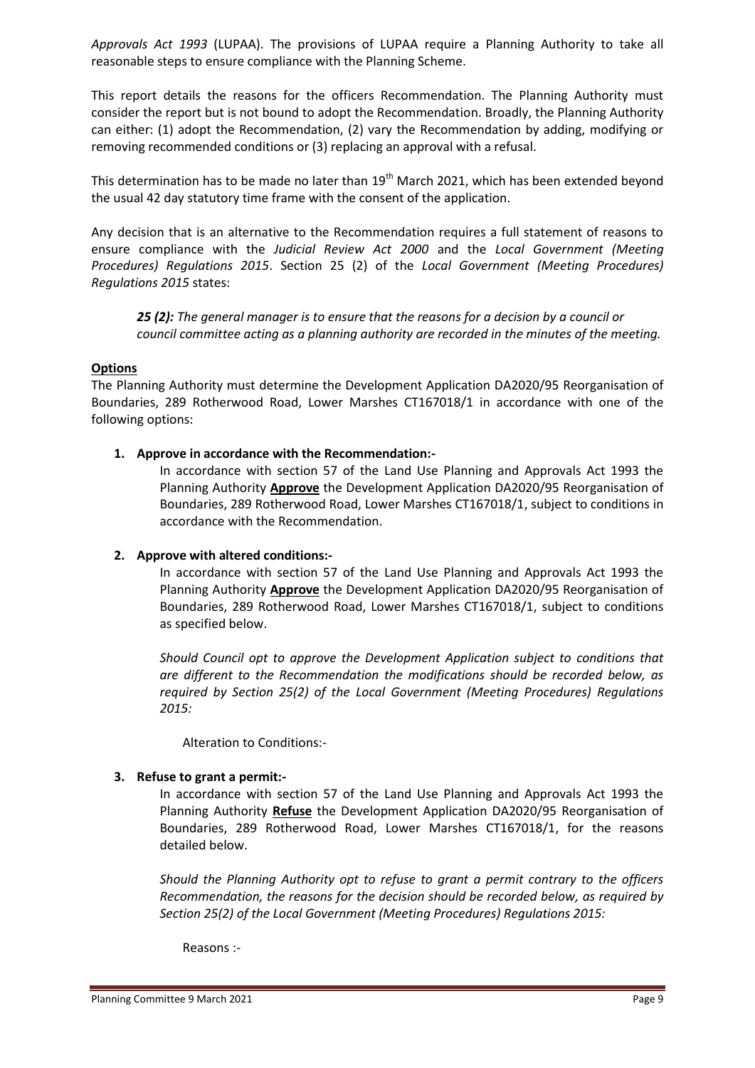*Approvals Act 1993* (LUPAA). The provisions of LUPAA require a Planning Authority to take all reasonable steps to ensure compliance with the Planning Scheme.

This report details the reasons for the officers Recommendation. The Planning Authority must consider the report but is not bound to adopt the Recommendation. Broadly, the Planning Authority can either: (1) adopt the Recommendation, (2) vary the Recommendation by adding, modifying or removing recommended conditions or (3) replacing an approval with a refusal.

This determination has to be made no later than 19th March 2021, which has been extended beyond the usual 42 day statutory time frame with the consent of the application.

Any decision that is an alternative to the Recommendation requires a full statement of reasons to ensure compliance with the *Judicial Review Act 2000* and the *Local Government (Meeting Procedures) Regulations 2015*. Section 25 (2) of the *Local Government (Meeting Procedures) Regulations 2015* states:

> ***25 (2):*** *The general manager is to ensure that the reasons for a decision by a council or council committee acting as a planning authority are recorded in the minutes of the meeting.*

**Options**

The Planning Authority must determine the Development Application DA2020/95 Reorganisation of Boundaries, 289 Rotherwood Road, Lower Marshes CT167018/1 in accordance with one of the following options:

1. **Approve in accordance with the Recommendation:-**

   In accordance with section 57 of the Land Use Planning and Approvals Act 1993 the Planning Authority **Approve** the Development Application DA2020/95 Reorganisation of Boundaries, 289 Rotherwood Road, Lower Marshes CT167018/1, subject to conditions in accordance with the Recommendation.

2. **Approve with altered conditions:-**

   In accordance with section 57 of the Land Use Planning and Approvals Act 1993 the Planning Authority **Approve** the Development Application DA2020/95 Reorganisation of Boundaries, 289 Rotherwood Road, Lower Marshes CT167018/1, subject to conditions as specified below.

   *Should Council opt to approve the Development Application subject to conditions that are different to the Recommendation the modifications should be recorded below, as required by Section 25(2) of the Local Government (Meeting Procedures) Regulations 2015:*

   Alteration to Conditions:-

3. **Refuse to grant a permit:-**

   In accordance with section 57 of the Land Use Planning and Approvals Act 1993 the Planning Authority **Refuse** the Development Application DA2020/95 Reorganisation of Boundaries, 289 Rotherwood Road, Lower Marshes CT167018/1, for the reasons detailed below.

   *Should the Planning Authority opt to refuse to grant a permit contrary to the officers Recommendation, the reasons for the decision should be recorded below, as required by Section 25(2) of the Local Government (Meeting Procedures) Regulations 2015:*

   Reasons :-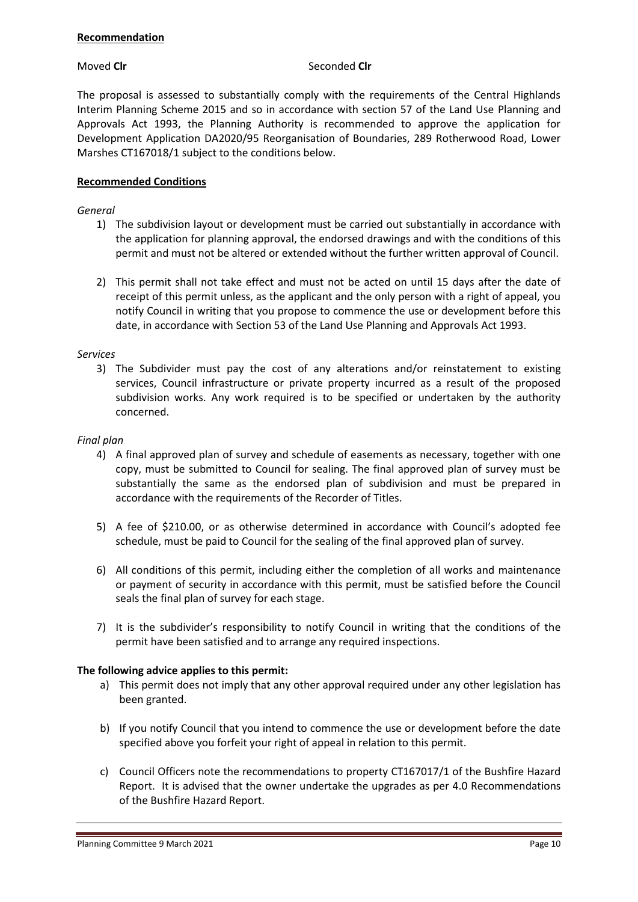**Recommendation**

Moved **Clr** Seconded **Clr**

The proposal is assessed to substantially comply with the requirements of the Central Highlands Interim Planning Scheme 2015 and so in accordance with section 57 of the Land Use Planning and Approvals Act 1993, the Planning Authority is recommended to approve the application for Development Application DA2020/95 Reorganisation of Boundaries, 289 Rotherwood Road, Lower Marshes CT167018/1 subject to the conditions below.

**Recommended Conditions**

*General*

1) The subdivision layout or development must be carried out substantially in accordance with the application for planning approval, the endorsed drawings and with the conditions of this permit and must not be altered or extended without the further written approval of Council.

2) This permit shall not take effect and must not be acted on until 15 days after the date of receipt of this permit unless, as the applicant and the only person with a right of appeal, you notify Council in writing that you propose to commence the use or development before this date, in accordance with Section 53 of the Land Use Planning and Approvals Act 1993.

*Services*

3) The Subdivider must pay the cost of any alterations and/or reinstatement to existing services, Council infrastructure or private property incurred as a result of the proposed subdivision works. Any work required is to be specified or undertaken by the authority concerned.

*Final plan*

4) A final approved plan of survey and schedule of easements as necessary, together with one copy, must be submitted to Council for sealing. The final approved plan of survey must be substantially the same as the endorsed plan of subdivision and must be prepared in accordance with the requirements of the Recorder of Titles.

5) A fee of $210.00, or as otherwise determined in accordance with Council's adopted fee schedule, must be paid to Council for the sealing of the final approved plan of survey.

6) All conditions of this permit, including either the completion of all works and maintenance or payment of security in accordance with this permit, must be satisfied before the Council seals the final plan of survey for each stage.

7) It is the subdivider's responsibility to notify Council in writing that the conditions of the permit have been satisfied and to arrange any required inspections.

**The following advice applies to this permit:**

a) This permit does not imply that any other approval required under any other legislation has been granted.

b) If you notify Council that you intend to commence the use or development before the date specified above you forfeit your right of appeal in relation to this permit.

c) Council Officers note the recommendations to property CT167017/1 of the Bushfire Hazard Report. It is advised that the owner undertake the upgrades as per 4.0 Recommendations of the Bushfire Hazard Report.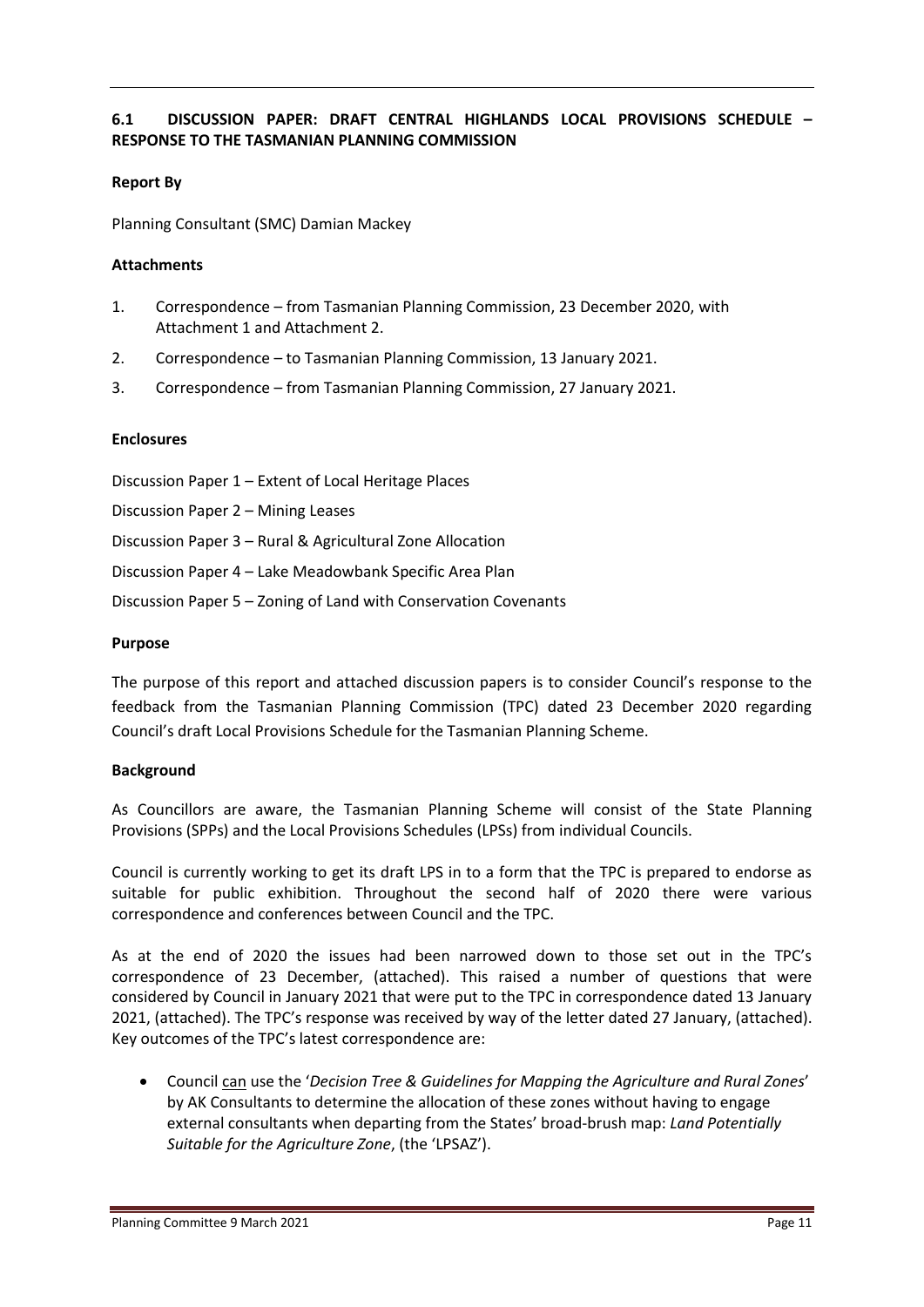### 6.1 DISCUSSION PAPER: DRAFT CENTRAL HIGHLANDS LOCAL PROVISIONS SCHEDULE – RESPONSE TO THE TASMANIAN PLANNING COMMISSION

**Report By**

Planning Consultant (SMC) Damian Mackey

**Attachments**

1. Correspondence – from Tasmanian Planning Commission, 23 December 2020, with Attachment 1 and Attachment 2.
2. Correspondence – to Tasmanian Planning Commission, 13 January 2021.
3. Correspondence – from Tasmanian Planning Commission, 27 January 2021.

**Enclosures**

Discussion Paper 1 – Extent of Local Heritage Places

Discussion Paper 2 – Mining Leases

Discussion Paper 3 – Rural & Agricultural Zone Allocation

Discussion Paper 4 – Lake Meadowbank Specific Area Plan

Discussion Paper 5 – Zoning of Land with Conservation Covenants

**Purpose**

The purpose of this report and attached discussion papers is to consider Council's response to the feedback from the Tasmanian Planning Commission (TPC) dated 23 December 2020 regarding Council's draft Local Provisions Schedule for the Tasmanian Planning Scheme.

**Background**

As Councillors are aware, the Tasmanian Planning Scheme will consist of the State Planning Provisions (SPPs) and the Local Provisions Schedules (LPSs) from individual Councils.

Council is currently working to get its draft LPS in to a form that the TPC is prepared to endorse as suitable for public exhibition. Throughout the second half of 2020 there were various correspondence and conferences between Council and the TPC.

As at the end of 2020 the issues had been narrowed down to those set out in the TPC's correspondence of 23 December, (attached). This raised a number of questions that were considered by Council in January 2021 that were put to the TPC in correspondence dated 13 January 2021, (attached). The TPC's response was received by way of the letter dated 27 January, (attached). Key outcomes of the TPC's latest correspondence are:

- Council can use the '*Decision Tree & Guidelines for Mapping the Agriculture and Rural Zones*' by AK Consultants to determine the allocation of these zones without having to engage external consultants when departing from the States' broad-brush map: *Land Potentially Suitable for the Agriculture Zone*, (the 'LPSAZ').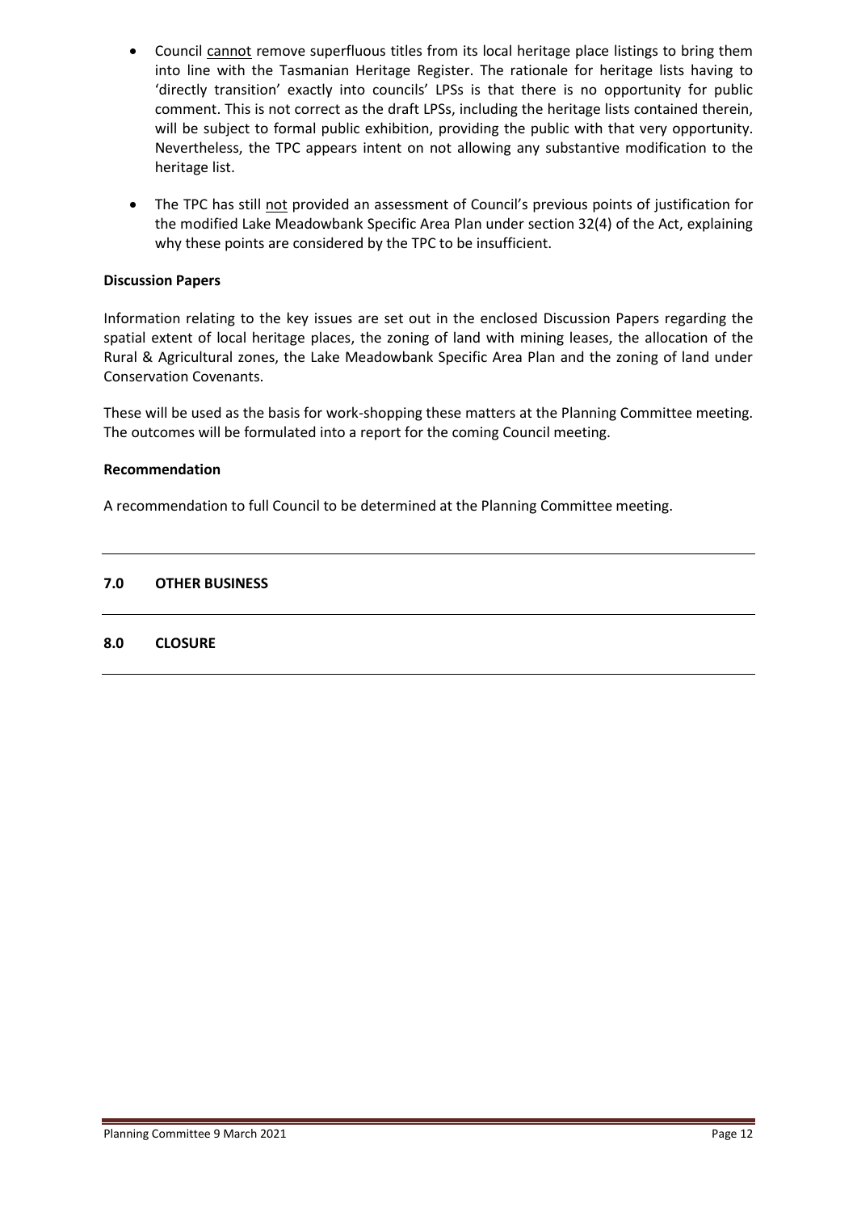- Council cannot remove superfluous titles from its local heritage place listings to bring them into line with the Tasmanian Heritage Register. The rationale for heritage lists having to 'directly transition' exactly into councils' LPSs is that there is no opportunity for public comment. This is not correct as the draft LPSs, including the heritage lists contained therein, will be subject to formal public exhibition, providing the public with that very opportunity. Nevertheless, the TPC appears intent on not allowing any substantive modification to the heritage list.
- The TPC has still not provided an assessment of Council's previous points of justification for the modified Lake Meadowbank Specific Area Plan under section 32(4) of the Act, explaining why these points are considered by the TPC to be insufficient.

**Discussion Papers**

Information relating to the key issues are set out in the enclosed Discussion Papers regarding the spatial extent of local heritage places, the zoning of land with mining leases, the allocation of the Rural & Agricultural zones, the Lake Meadowbank Specific Area Plan and the zoning of land under Conservation Covenants.

These will be used as the basis for work-shopping these matters at the Planning Committee meeting. The outcomes will be formulated into a report for the coming Council meeting.

**Recommendation**

A recommendation to full Council to be determined at the Planning Committee meeting.

## 7.0 OTHER BUSINESS

## 8.0 CLOSURE